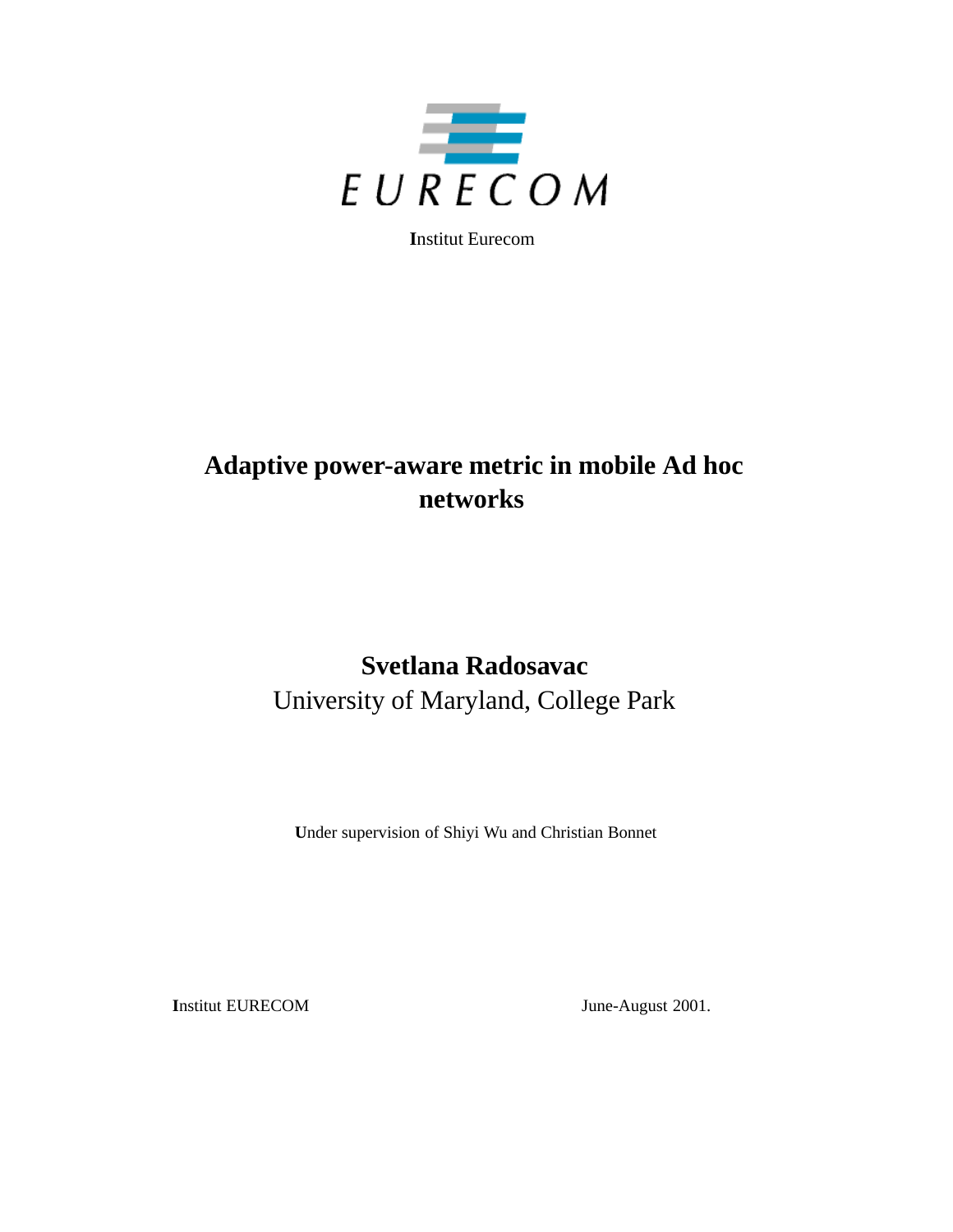EURECOM

**I**nstitut Eurecom

# Adaptive power-aware metric in mobile Ad hoc networks

## Svetlana Radosavac

University of Maryland, College Park

**U**nder supervision of Shiyi Wu and Christian Bonnet

**I**nstitut EURECOM June-August 2001.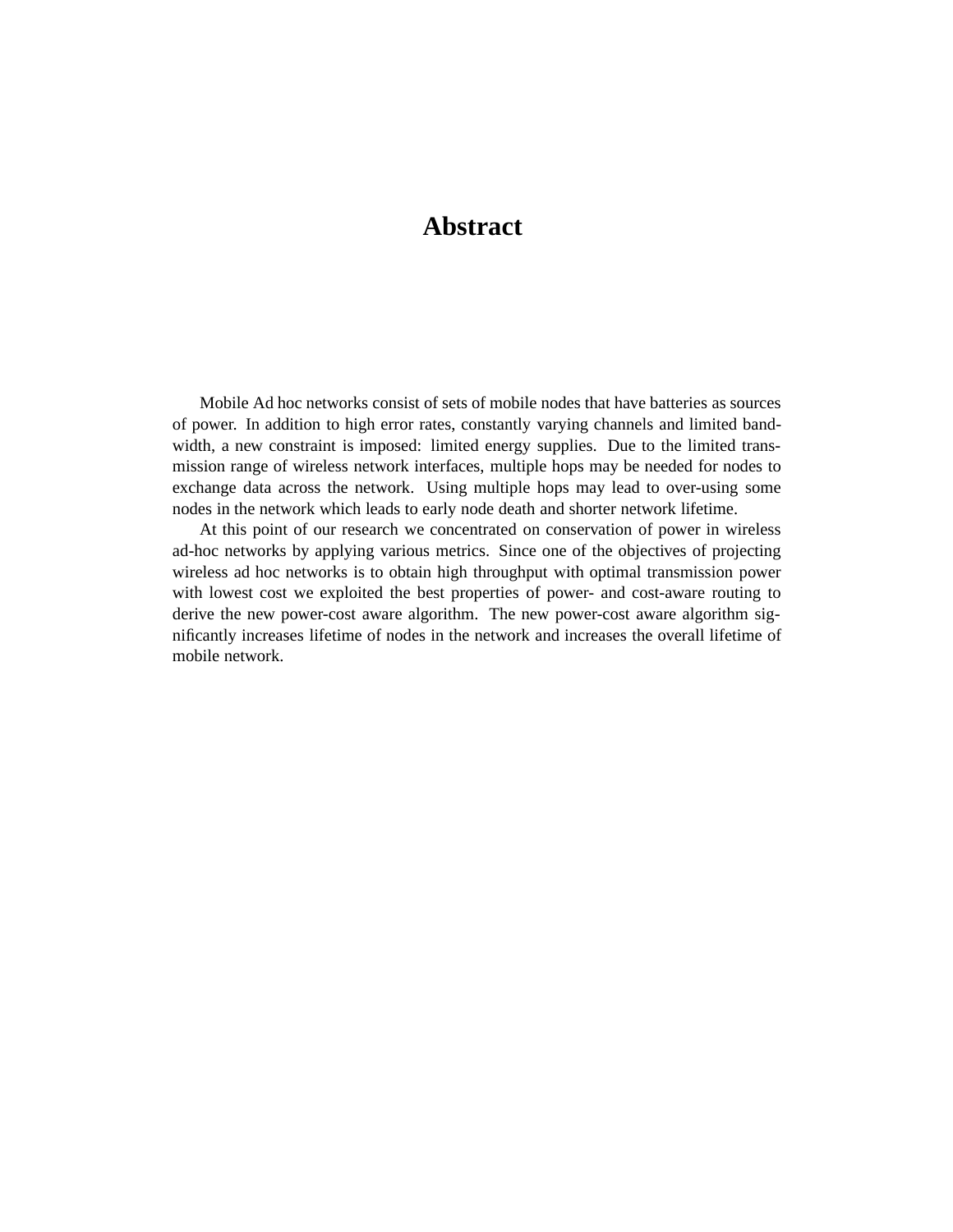# Abstract

Mobile Ad hoc networks consist of sets of mobile nodes that have batteries as sources of power. In addition to high error rates, constantly varying channels and limited bandwidth, a new constraint is imposed: limited energy supplies. Due to the limited transmission range of wireless network interfaces, multiple hops may be needed for nodes to exchange data across the network. Using multiple hops may lead to over-using some nodes in the network which leads to early node death and shorter network lifetime.

At this point of our research we concentrated on conservation of power in wireless ad-hoc networks by applying various metrics. Since one of the objectives of projecting wireless ad hoc networks is to obtain high throughput with optimal transmission power with lowest cost we exploited the best properties of power- and cost-aware routing to derive the new power-cost aware algorithm. The new power-cost aware algorithm significantly increases lifetime of nodes in the network and increases the overall lifetime of mobile network.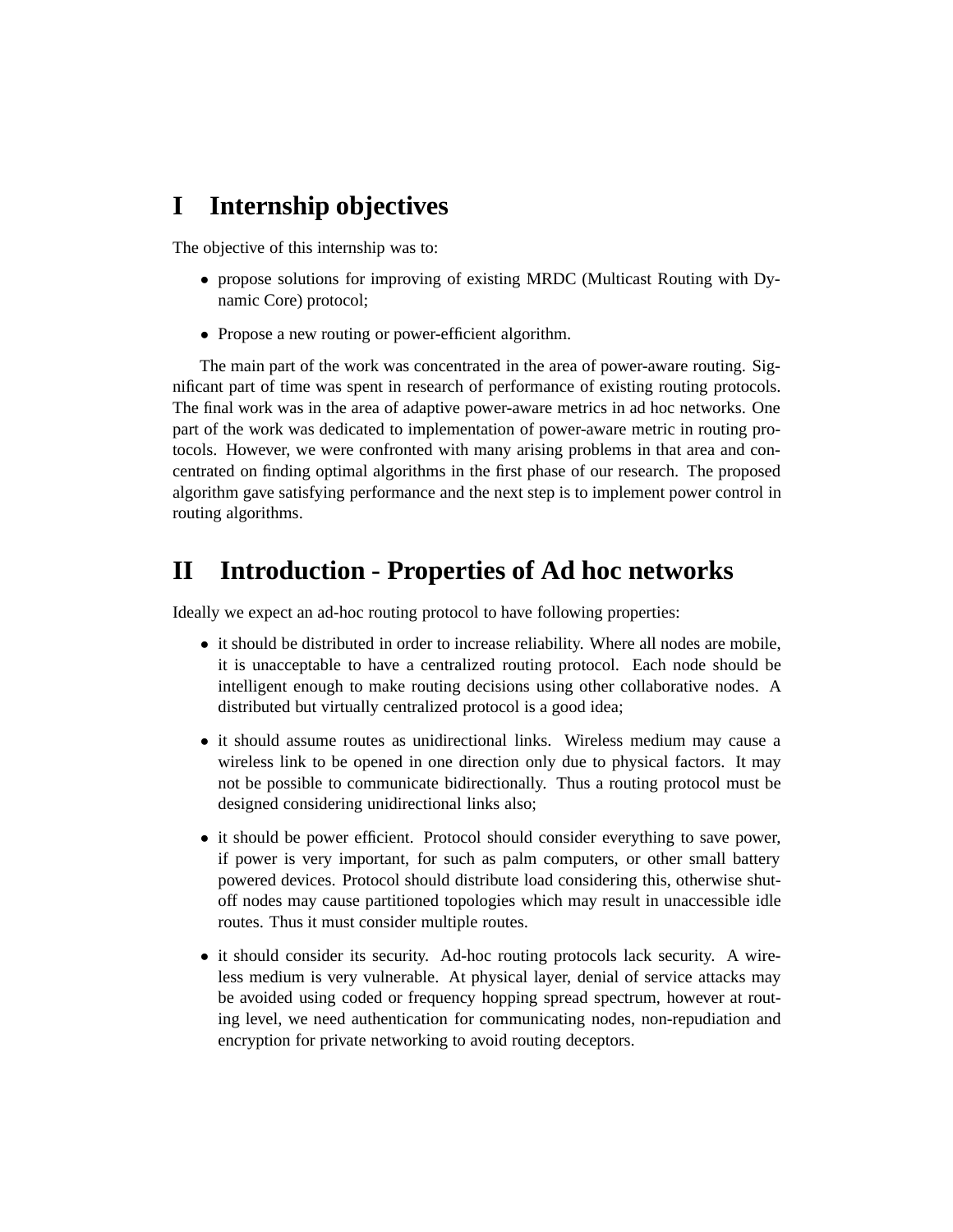# I Internship objectives

The objective of this internship was to:

- propose solutions for improving of existing MRDC (Multicast Routing with Dynamic Core) protocol;
- Propose a new routing or power-efficient algorithm.

The main part of the work was concentrated in the area of power-aware routing. Significant part of time was spent in research of performance of existing routing protocols. The final work was in the area of adaptive power-aware metrics in ad hoc networks. One part of the work was dedicated to implementation of power-aware metric in routing protocols. However, we were confronted with many arising problems in that area and concentrated on finding optimal algorithms in the first phase of our research. The proposed algorithm gave satisfying performance and the next step is to implement power control in routing algorithms.

# II Introduction - Properties of Ad hoc networks

Ideally we expect an ad-hoc routing protocol to have following properties:

- it should be distributed in order to increase reliability. Where all nodes are mobile, it is unacceptable to have a centralized routing protocol. Each node should be intelligent enough to make routing decisions using other collaborative nodes. A distributed but virtually centralized protocol is a good idea;
- it should assume routes as unidirectional links. Wireless medium may cause a wireless link to be opened in one direction only due to physical factors. It may not be possible to communicate bidirectionally. Thus a routing protocol must be designed considering unidirectional links also;
- it should be power efficient. Protocol should consider everything to save power, if power is very important, for such as palm computers, or other small battery powered devices. Protocol should distribute load considering this, otherwise shut-off nodes may cause partitioned topologies which may result in unaccessible idle routes. Thus it must consider multiple routes.
- it should consider its security. Ad-hoc routing protocols lack security. A wireless medium is very vulnerable. At physical layer, denial of service attacks may be avoided using coded or frequency hopping spread spectrum, however at routing level, we need authentication for communicating nodes, non-repudiation and encryption for private networking to avoid routing deceptors.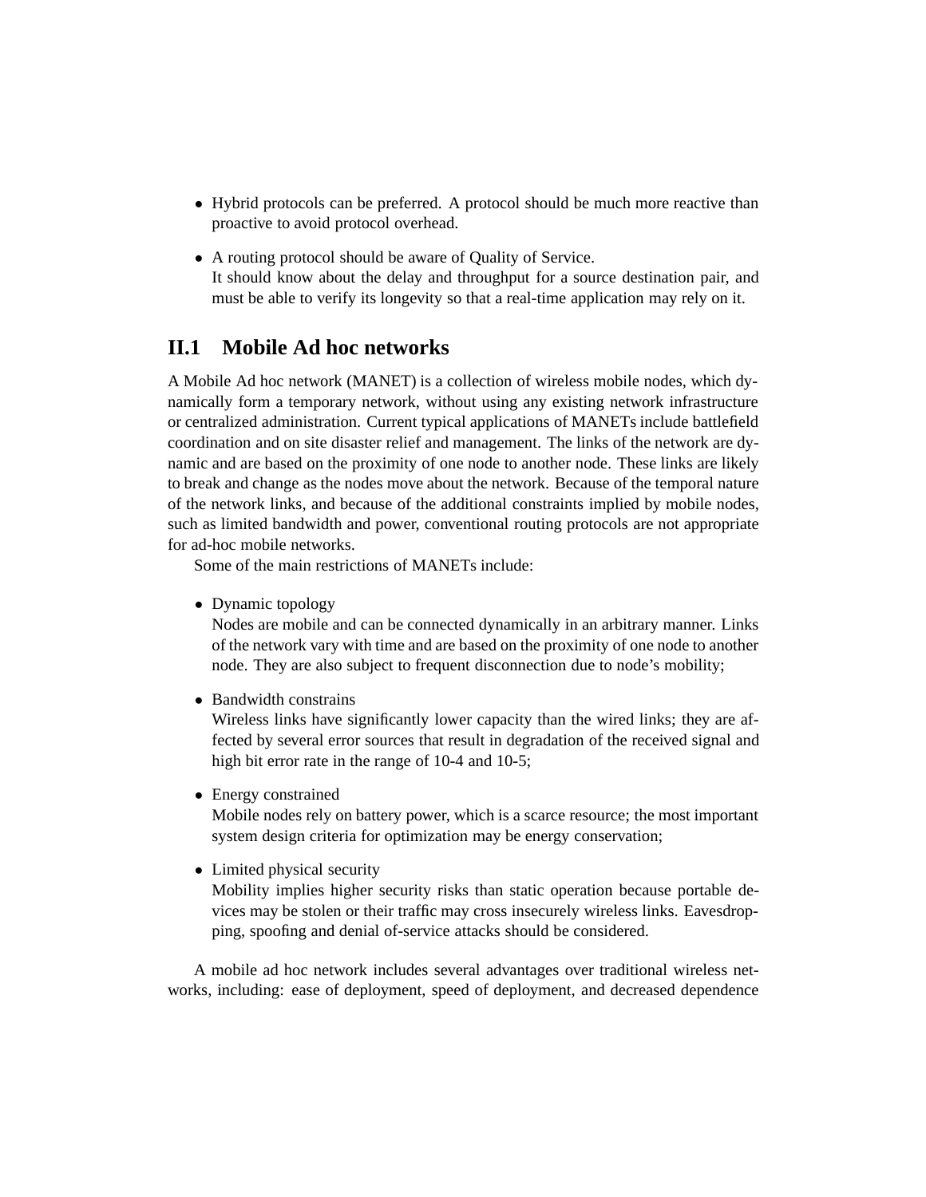- Hybrid protocols can be preferred. A protocol should be much more reactive than proactive to avoid protocol overhead.
- A routing protocol should be aware of Quality of Service.
  It should know about the delay and throughput for a source destination pair, and must be able to verify its longevity so that a real-time application may rely on it.

## II.1 Mobile Ad hoc networks

A Mobile Ad hoc network (MANET) is a collection of wireless mobile nodes, which dynamically form a temporary network, without using any existing network infrastructure or centralized administration. Current typical applications of MANETs include battlefield coordination and on site disaster relief and management. The links of the network are dynamic and are based on the proximity of one node to another node. These links are likely to break and change as the nodes move about the network. Because of the temporal nature of the network links, and because of the additional constraints implied by mobile nodes, such as limited bandwidth and power, conventional routing protocols are not appropriate for ad-hoc mobile networks.

Some of the main restrictions of MANETs include:

- Dynamic topology
  Nodes are mobile and can be connected dynamically in an arbitrary manner. Links of the network vary with time and are based on the proximity of one node to another node. They are also subject to frequent disconnection due to node's mobility;
- Bandwidth constrains
  Wireless links have significantly lower capacity than the wired links; they are affected by several error sources that result in degradation of the received signal and high bit error rate in the range of 10-4 and 10-5;
- Energy constrained
  Mobile nodes rely on battery power, which is a scarce resource; the most important system design criteria for optimization may be energy conservation;
- Limited physical security
  Mobility implies higher security risks than static operation because portable devices may be stolen or their traffic may cross insecurely wireless links. Eavesdropping, spoofing and denial of-service attacks should be considered.

A mobile ad hoc network includes several advantages over traditional wireless networks, including: ease of deployment, speed of deployment, and decreased dependence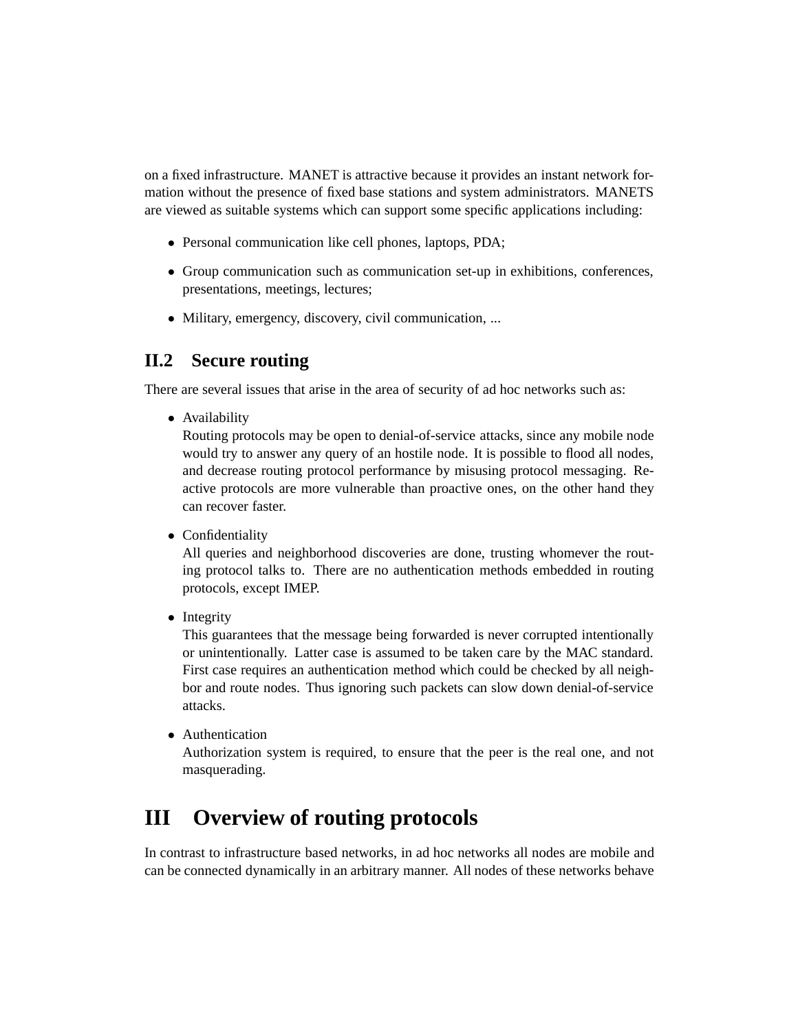on a fixed infrastructure. MANET is attractive because it provides an instant network formation without the presence of fixed base stations and system administrators. MANETS are viewed as suitable systems which can support some specific applications including:

- Personal communication like cell phones, laptops, PDA;
- Group communication such as communication set-up in exhibitions, conferences, presentations, meetings, lectures;
- Military, emergency, discovery, civil communication, ...

## II.2 Secure routing

There are several issues that arise in the area of security of ad hoc networks such as:

- Availability
  Routing protocols may be open to denial-of-service attacks, since any mobile node would try to answer any query of an hostile node. It is possible to flood all nodes, and decrease routing protocol performance by misusing protocol messaging. Reactive protocols are more vulnerable than proactive ones, on the other hand they can recover faster.
- Confidentiality
  All queries and neighborhood discoveries are done, trusting whomever the routing protocol talks to. There are no authentication methods embedded in routing protocols, except IMEP.
- Integrity
  This guarantees that the message being forwarded is never corrupted intentionally or unintentionally. Latter case is assumed to be taken care by the MAC standard. First case requires an authentication method which could be checked by all neighbor and route nodes. Thus ignoring such packets can slow down denial-of-service attacks.
- Authentication
  Authorization system is required, to ensure that the peer is the real one, and not masquerading.

# III Overview of routing protocols

In contrast to infrastructure based networks, in ad hoc networks all nodes are mobile and can be connected dynamically in an arbitrary manner. All nodes of these networks behave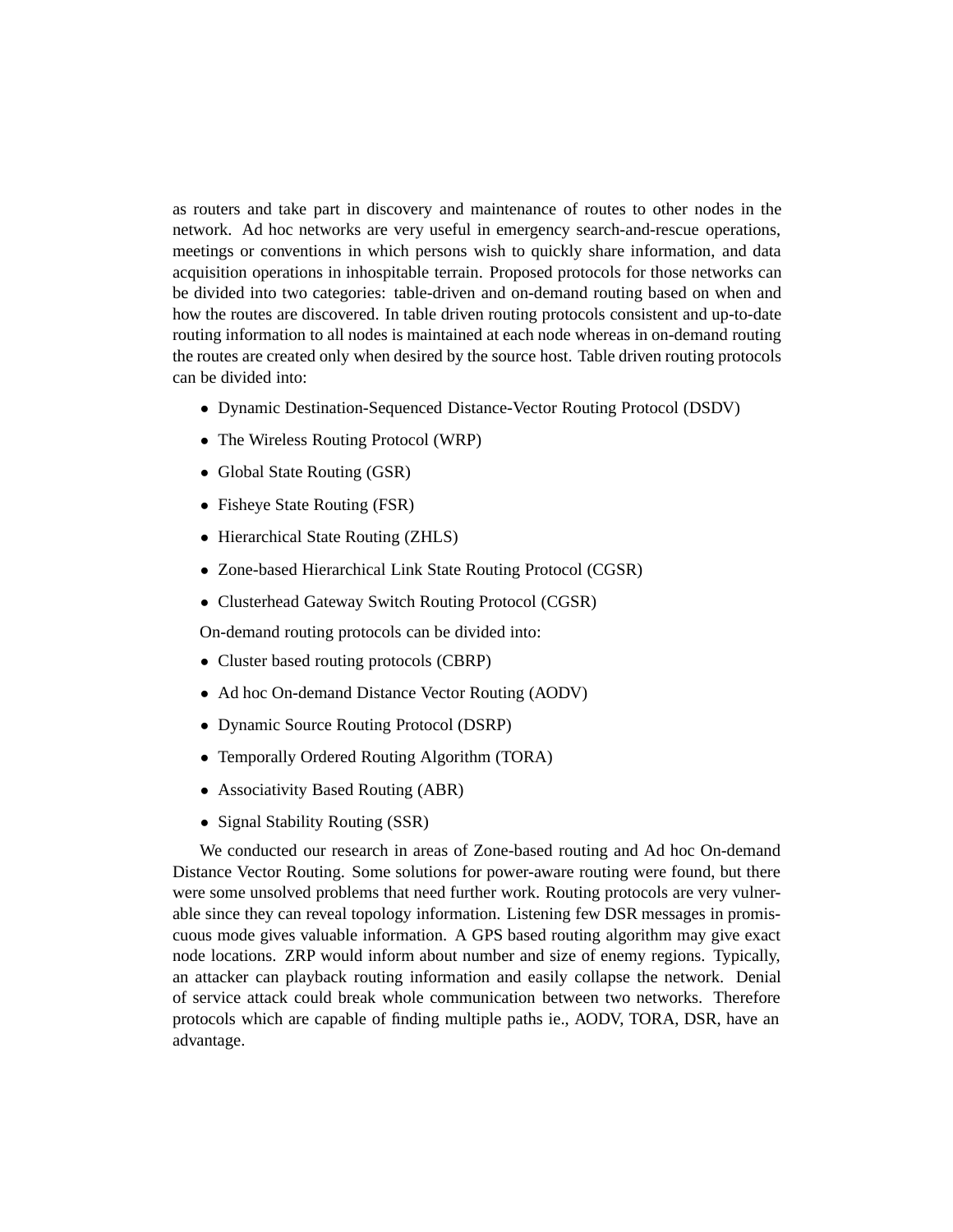as routers and take part in discovery and maintenance of routes to other nodes in the network. Ad hoc networks are very useful in emergency search-and-rescue operations, meetings or conventions in which persons wish to quickly share information, and data acquisition operations in inhospitable terrain. Proposed protocols for those networks can be divided into two categories: table-driven and on-demand routing based on when and how the routes are discovered. In table driven routing protocols consistent and up-to-date routing information to all nodes is maintained at each node whereas in on-demand routing the routes are created only when desired by the source host. Table driven routing protocols can be divided into:

- Dynamic Destination-Sequenced Distance-Vector Routing Protocol (DSDV)
- The Wireless Routing Protocol (WRP)
- Global State Routing (GSR)
- Fisheye State Routing (FSR)
- Hierarchical State Routing (ZHLS)
- Zone-based Hierarchical Link State Routing Protocol (CGSR)
- Clusterhead Gateway Switch Routing Protocol (CGSR)

On-demand routing protocols can be divided into:

- Cluster based routing protocols (CBRP)
- Ad hoc On-demand Distance Vector Routing (AODV)
- Dynamic Source Routing Protocol (DSRP)
- Temporally Ordered Routing Algorithm (TORA)
- Associativity Based Routing (ABR)
- Signal Stability Routing (SSR)

We conducted our research in areas of Zone-based routing and Ad hoc On-demand Distance Vector Routing. Some solutions for power-aware routing were found, but there were some unsolved problems that need further work. Routing protocols are very vulnerable since they can reveal topology information. Listening few DSR messages in promiscuous mode gives valuable information. A GPS based routing algorithm may give exact node locations. ZRP would inform about number and size of enemy regions. Typically, an attacker can playback routing information and easily collapse the network. Denial of service attack could break whole communication between two networks. Therefore protocols which are capable of finding multiple paths ie., AODV, TORA, DSR, have an advantage.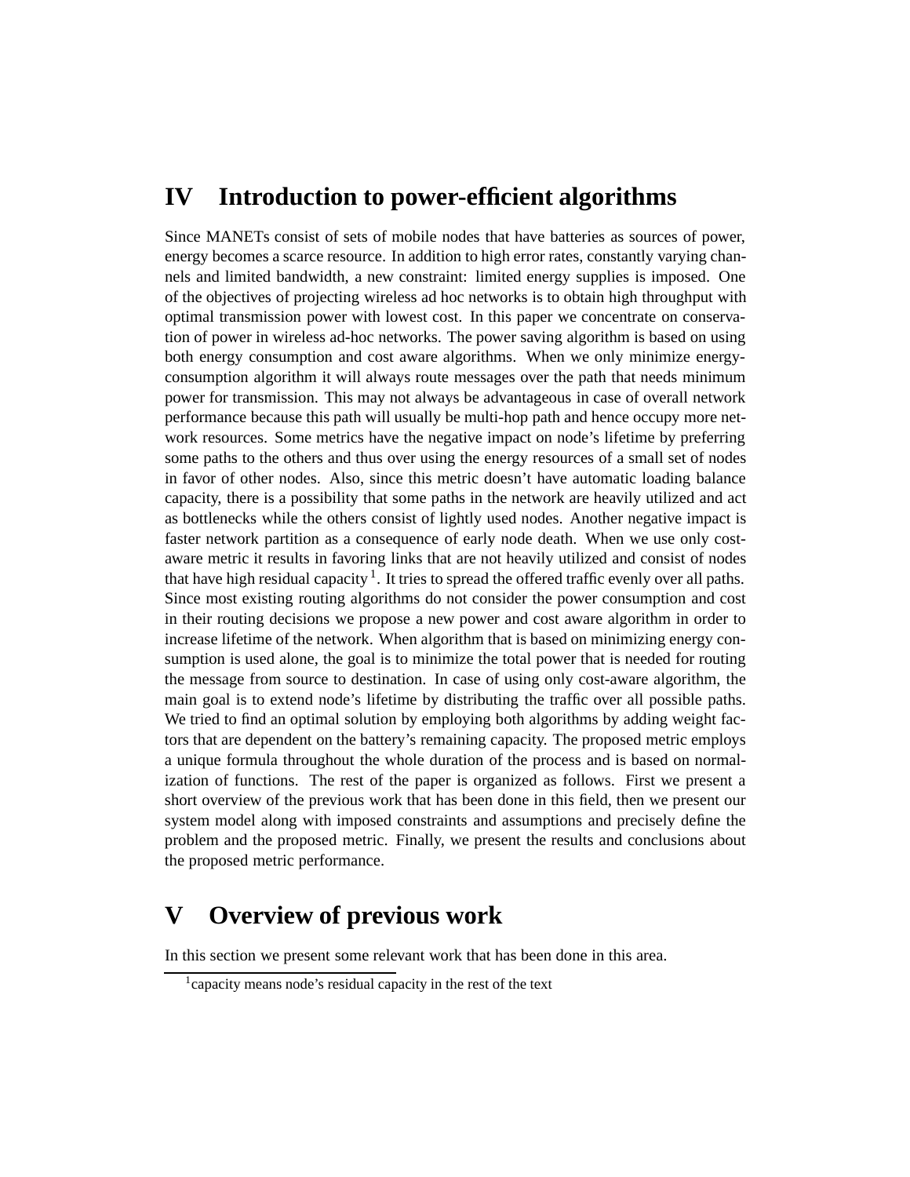# IV Introduction to power-efficient algorithms

Since MANETs consist of sets of mobile nodes that have batteries as sources of power, energy becomes a scarce resource. In addition to high error rates, constantly varying channels and limited bandwidth, a new constraint: limited energy supplies is imposed. One of the objectives of projecting wireless ad hoc networks is to obtain high throughput with optimal transmission power with lowest cost. In this paper we concentrate on conservation of power in wireless ad-hoc networks. The power saving algorithm is based on using both energy consumption and cost aware algorithms. When we only minimize energy-consumption algorithm it will always route messages over the path that needs minimum power for transmission. This may not always be advantageous in case of overall network performance because this path will usually be multi-hop path and hence occupy more network resources. Some metrics have the negative impact on node's lifetime by preferring some paths to the others and thus over using the energy resources of a small set of nodes in favor of other nodes. Also, since this metric doesn't have automatic loading balance capacity, there is a possibility that some paths in the network are heavily utilized and act as bottlenecks while the others consist of lightly used nodes. Another negative impact is faster network partition as a consequence of early node death. When we use only cost-aware metric it results in favoring links that are not heavily utilized and consist of nodes that have high residual capacity [1]. It tries to spread the offered traffic evenly over all paths. Since most existing routing algorithms do not consider the power consumption and cost in their routing decisions we propose a new power and cost aware algorithm in order to increase lifetime of the network. When algorithm that is based on minimizing energy consumption is used alone, the goal is to minimize the total power that is needed for routing the message from source to destination. In case of using only cost-aware algorithm, the main goal is to extend node's lifetime by distributing the traffic over all possible paths. We tried to find an optimal solution by employing both algorithms by adding weight factors that are dependent on the battery's remaining capacity. The proposed metric employs a unique formula throughout the whole duration of the process and is based on normalization of functions. The rest of the paper is organized as follows. First we present a short overview of the previous work that has been done in this field, then we present our system model along with imposed constraints and assumptions and precisely define the problem and the proposed metric. Finally, we present the results and conclusions about the proposed metric performance.

# V Overview of previous work

In this section we present some relevant work that has been done in this area.

[1] capacity means node's residual capacity in the rest of the text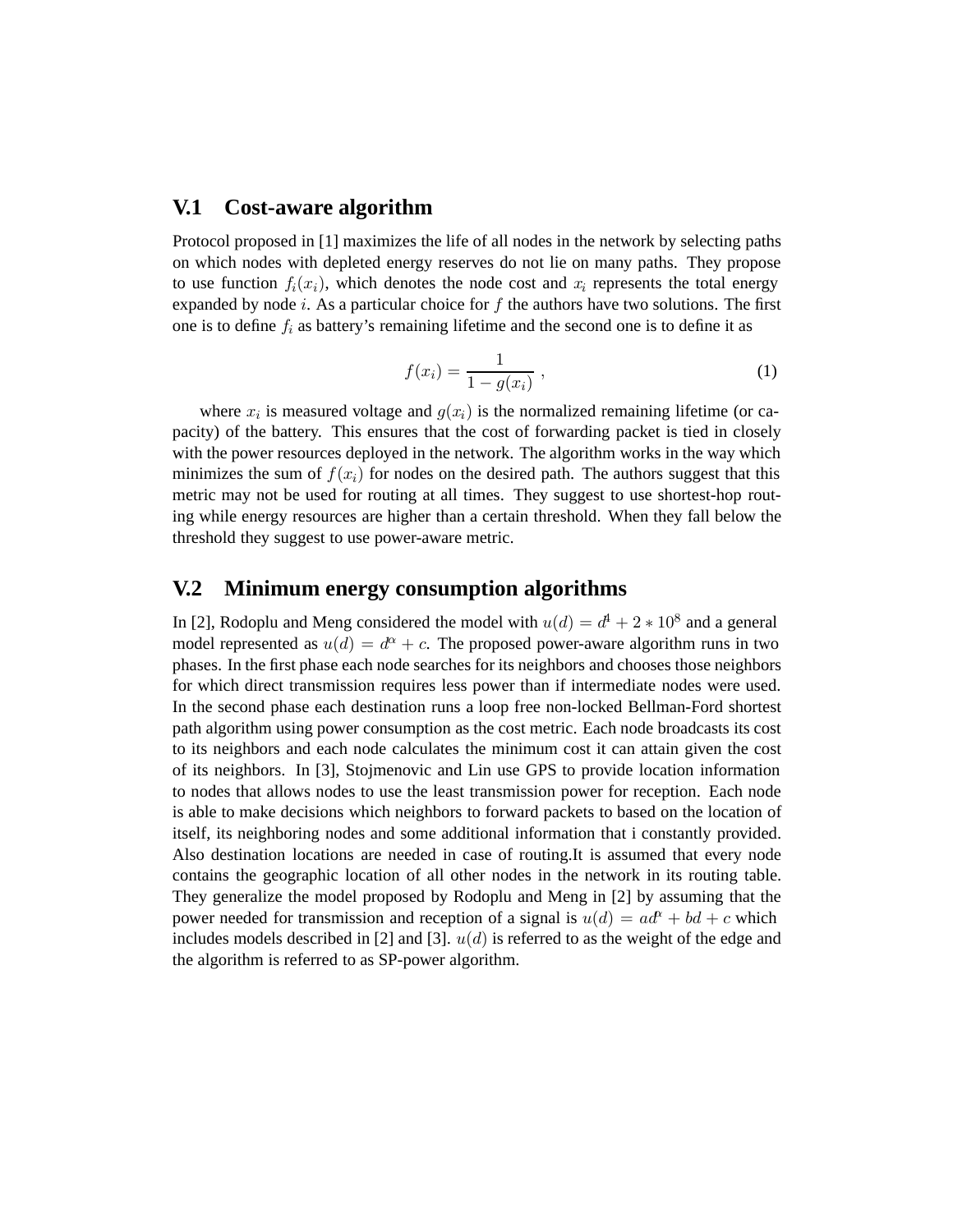## V.1 Cost-aware algorithm

Protocol proposed in [1] maximizes the life of all nodes in the network by selecting paths on which nodes with depleted energy reserves do not lie on many paths. They propose to use function $f_i(x_i)$, which denotes the node cost and $x_i$ represents the total energy expanded by node $i$. As a particular choice for $f$ the authors have two solutions. The first one is to define $f_i$ as battery's remaining lifetime and the second one is to define it as

$$f(x_i) = \frac{1}{1 - g(x_i)}\ , \tag{1}$$

where $x_i$ is measured voltage and $g(x_i)$ is the normalized remaining lifetime (or capacity) of the battery. This ensures that the cost of forwarding packet is tied in closely with the power resources deployed in the network. The algorithm works in the way which minimizes the sum of $f(x_i)$ for nodes on the desired path. The authors suggest that this metric may not be used for routing at all times. They suggest to use shortest-hop routing while energy resources are higher than a certain threshold. When they fall below the threshold they suggest to use power-aware metric.

## V.2 Minimum energy consumption algorithms

In [2], Rodoplu and Meng considered the model with $u(d) = d^4 + 2 * 10^8$ and a general model represented as $u(d) = d^\alpha + c$. The proposed power-aware algorithm runs in two phases. In the first phase each node searches for its neighbors and chooses those neighbors for which direct transmission requires less power than if intermediate nodes were used. In the second phase each destination runs a loop free non-locked Bellman-Ford shortest path algorithm using power consumption as the cost metric. Each node broadcasts its cost to its neighbors and each node calculates the minimum cost it can attain given the cost of its neighbors. In [3], Stojmenovic and Lin use GPS to provide location information to nodes that allows nodes to use the least transmission power for reception. Each node is able to make decisions which neighbors to forward packets to based on the location of itself, its neighboring nodes and some additional information that i constantly provided. Also destination locations are needed in case of routing.It is assumed that every node contains the geographic location of all other nodes in the network in its routing table. They generalize the model proposed by Rodoplu and Meng in [2] by assuming that the power needed for transmission and reception of a signal is $u(d) = ad^\alpha + bd + c$ which includes models described in [2] and [3]. $u(d)$ is referred to as the weight of the edge and the algorithm is referred to as SP-power algorithm.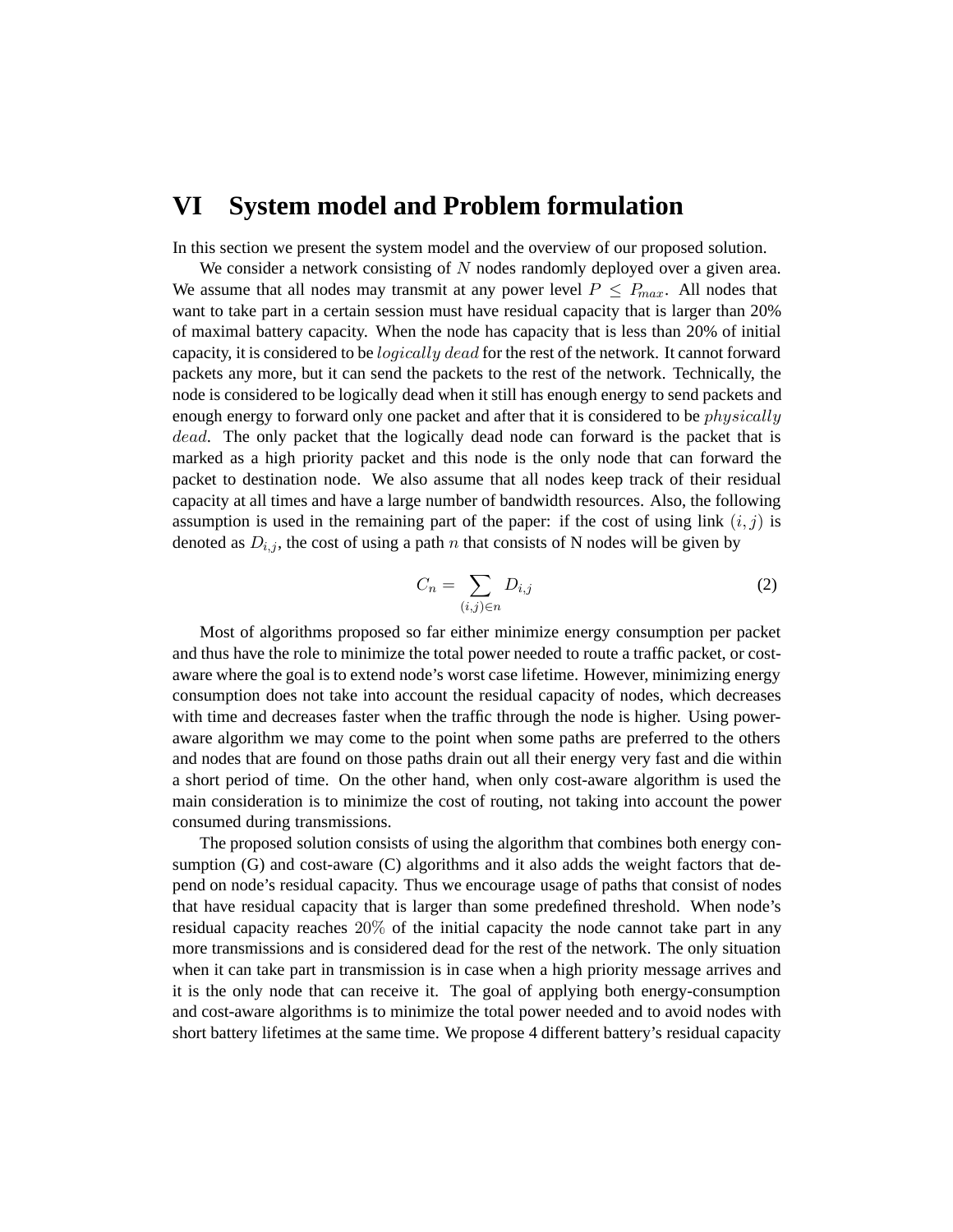# VI System model and Problem formulation

In this section we present the system model and the overview of our proposed solution.

We consider a network consisting of $N$ nodes randomly deployed over a given area. We assume that all nodes may transmit at any power level $P \leq P_{max}$. All nodes that want to take part in a certain session must have residual capacity that is larger than 20% of maximal battery capacity. When the node has capacity that is less than 20% of initial capacity, it is considered to be $logically\ dead$ for the rest of the network. It cannot forward packets any more, but it can send the packets to the rest of the network. Technically, the node is considered to be logically dead when it still has enough energy to send packets and enough energy to forward only one packet and after that it is considered to be $physically\ dead$. The only packet that the logically dead node can forward is the packet that is marked as a high priority packet and this node is the only node that can forward the packet to destination node. We also assume that all nodes keep track of their residual capacity at all times and have a large number of bandwidth resources. Also, the following assumption is used in the remaining part of the paper: if the cost of using link $(i, j)$ is denoted as $D_{i,j}$, the cost of using a path $n$ that consists of N nodes will be given by

$$C_n = \sum_{(i,j) \in n} D_{i,j} \tag{2}$$

Most of algorithms proposed so far either minimize energy consumption per packet and thus have the role to minimize the total power needed to route a traffic packet, or cost-aware where the goal is to extend node's worst case lifetime. However, minimizing energy consumption does not take into account the residual capacity of nodes, which decreases with time and decreases faster when the traffic through the node is higher. Using power-aware algorithm we may come to the point when some paths are preferred to the others and nodes that are found on those paths drain out all their energy very fast and die within a short period of time. On the other hand, when only cost-aware algorithm is used the main consideration is to minimize the cost of routing, not taking into account the power consumed during transmissions.

The proposed solution consists of using the algorithm that combines both energy consumption (G) and cost-aware (C) algorithms and it also adds the weight factors that depend on node's residual capacity. Thus we encourage usage of paths that consist of nodes that have residual capacity that is larger than some predefined threshold. When node's residual capacity reaches $20\%$ of the initial capacity the node cannot take part in any more transmissions and is considered dead for the rest of the network. The only situation when it can take part in transmission is in case when a high priority message arrives and it is the only node that can receive it. The goal of applying both energy-consumption and cost-aware algorithms is to minimize the total power needed and to avoid nodes with short battery lifetimes at the same time. We propose 4 different battery's residual capacity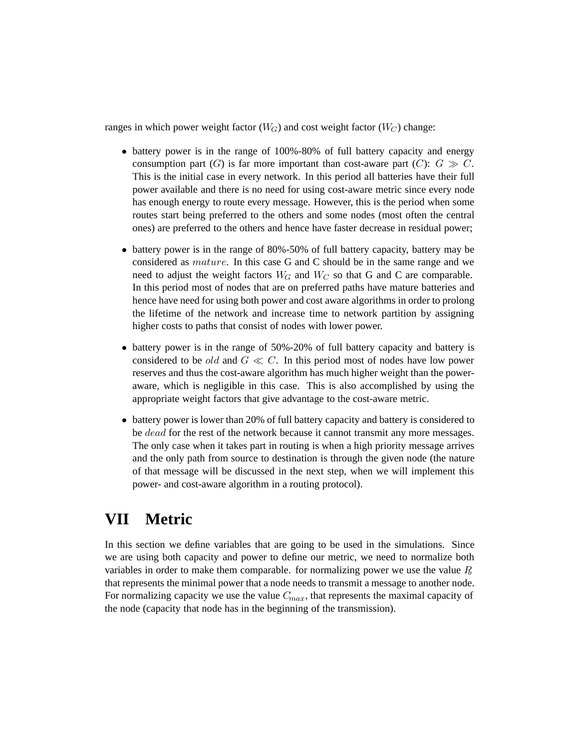ranges in which power weight factor ($W_G$) and cost weight factor ($W_C$) change:

- battery power is in the range of 100%-80% of full battery capacity and energy consumption part ($G$) is far more important than cost-aware part ($C$): $G \gg C$. This is the initial case in every network. In this period all batteries have their full power available and there is no need for using cost-aware metric since every node has enough energy to route every message. However, this is the period when some routes start being preferred to the others and some nodes (most often the central ones) are preferred to the others and hence have faster decrease in residual power;
- battery power is in the range of 80%-50% of full battery capacity, battery may be considered as $mature$. In this case G and C should be in the same range and we need to adjust the weight factors $W_G$ and $W_C$ so that G and C are comparable. In this period most of nodes that are on preferred paths have mature batteries and hence have need for using both power and cost aware algorithms in order to prolong the lifetime of the network and increase time to network partition by assigning higher costs to paths that consist of nodes with lower power.
- battery power is in the range of 50%-20% of full battery capacity and battery is considered to be $old$ and $G \ll C$. In this period most of nodes have low power reserves and thus the cost-aware algorithm has much higher weight than the power-aware, which is negligible in this case. This is also accomplished by using the appropriate weight factors that give advantage to the cost-aware metric.
- battery power is lower than 20% of full battery capacity and battery is considered to be $dead$ for the rest of the network because it cannot transmit any more messages. The only case when it takes part in routing is when a high priority message arrives and the only path from source to destination is through the given node (the nature of that message will be discussed in the next step, when we will implement this power- and cost-aware algorithm in a routing protocol).

# VII Metric

In this section we define variables that are going to be used in the simulations. Since we are using both capacity and power to define our metric, we need to normalize both variables in order to make them comparable. for normalizing power we use the value $P_0$ that represents the minimal power that a node needs to transmit a message to another node. For normalizing capacity we use the value $C_{max}$, that represents the maximal capacity of the node (capacity that node has in the beginning of the transmission).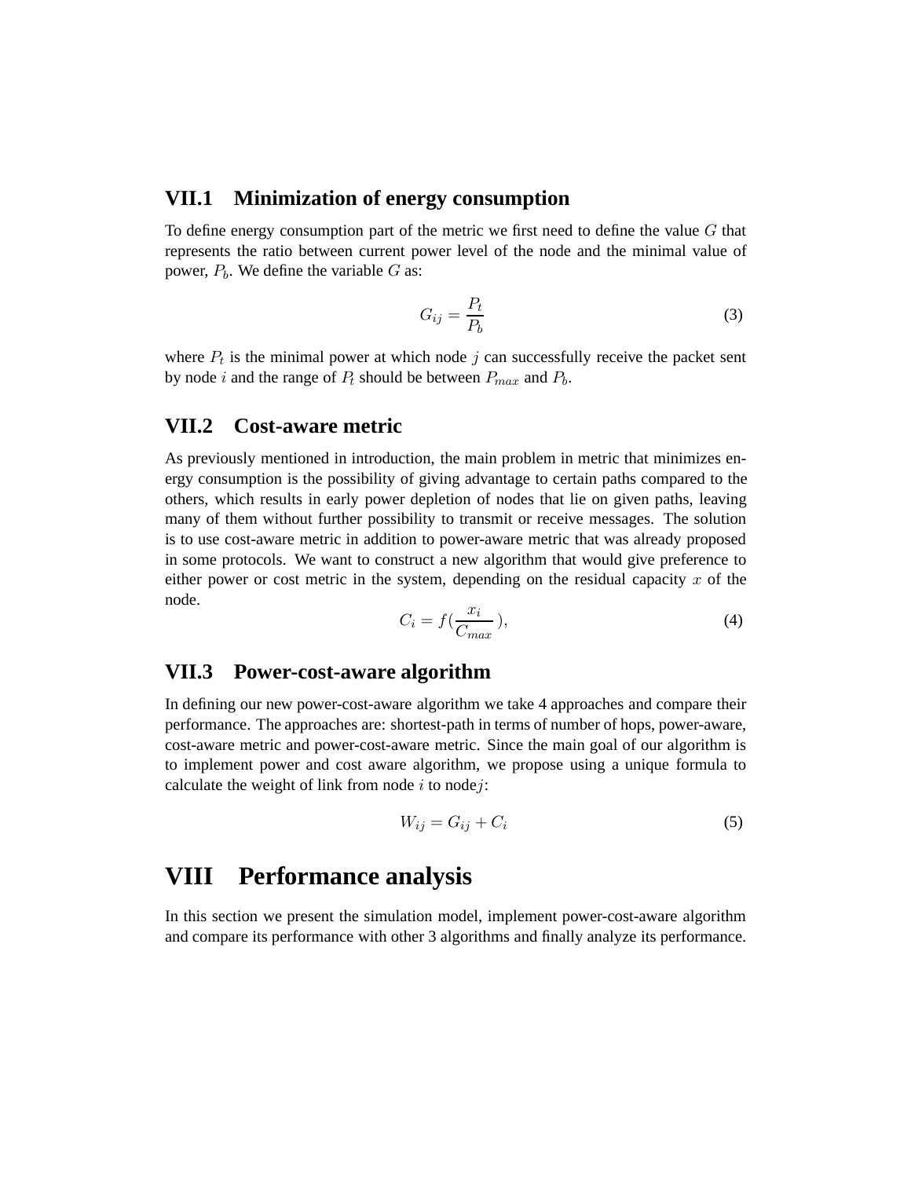### VII.1 Minimization of energy consumption

To define energy consumption part of the metric we first need to define the value $G$ that represents the ratio between current power level of the node and the minimal value of power, $P_b$. We define the variable $G$ as:

$$G_{ij} = \frac{P_t}{P_b} \tag{3}$$

where $P_t$ is the minimal power at which node $j$ can successfully receive the packet sent by node $i$ and the range of $P_t$ should be between $P_{max}$ and $P_b$.

### VII.2 Cost-aware metric

As previously mentioned in introduction, the main problem in metric that minimizes energy consumption is the possibility of giving advantage to certain paths compared to the others, which results in early power depletion of nodes that lie on given paths, leaving many of them without further possibility to transmit or receive messages. The solution is to use cost-aware metric in addition to power-aware metric that was already proposed in some protocols. We want to construct a new algorithm that would give preference to either power or cost metric in the system, depending on the residual capacity $x$ of the node.

$$C_i = f(\frac{x_i}{C_{max}}), \tag{4}$$

### VII.3 Power-cost-aware algorithm

In defining our new power-cost-aware algorithm we take 4 approaches and compare their performance. The approaches are: shortest-path in terms of number of hops, power-aware, cost-aware metric and power-cost-aware metric. Since the main goal of our algorithm is to implement power and cost aware algorithm, we propose using a unique formula to calculate the weight of link from node $i$ to node$j$:

$$W_{ij} = G_{ij} + C_i \tag{5}$$

## VIII Performance analysis

In this section we present the simulation model, implement power-cost-aware algorithm and compare its performance with other 3 algorithms and finally analyze its performance.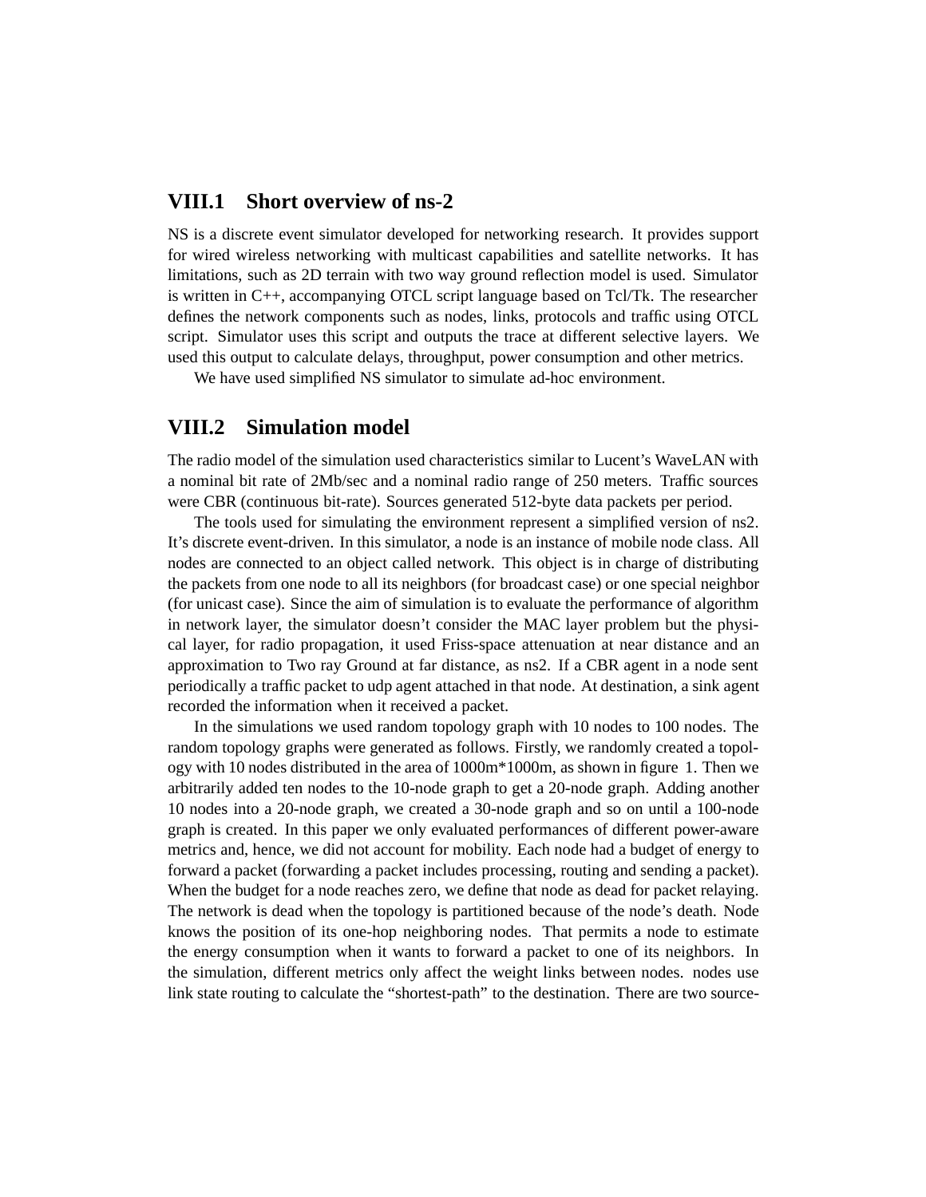## VIII.1 Short overview of ns-2

NS is a discrete event simulator developed for networking research. It provides support for wired wireless networking with multicast capabilities and satellite networks. It has limitations, such as 2D terrain with two way ground reflection model is used. Simulator is written in C++, accompanying OTCL script language based on Tcl/Tk. The researcher defines the network components such as nodes, links, protocols and traffic using OTCL script. Simulator uses this script and outputs the trace at different selective layers. We used this output to calculate delays, throughput, power consumption and other metrics.

We have used simplified NS simulator to simulate ad-hoc environment.

## VIII.2 Simulation model

The radio model of the simulation used characteristics similar to Lucent's WaveLAN with a nominal bit rate of 2Mb/sec and a nominal radio range of 250 meters. Traffic sources were CBR (continuous bit-rate). Sources generated 512-byte data packets per period.

The tools used for simulating the environment represent a simplified version of ns2. It's discrete event-driven. In this simulator, a node is an instance of mobile node class. All nodes are connected to an object called network. This object is in charge of distributing the packets from one node to all its neighbors (for broadcast case) or one special neighbor (for unicast case). Since the aim of simulation is to evaluate the performance of algorithm in network layer, the simulator doesn't consider the MAC layer problem but the physical layer, for radio propagation, it used Friss-space attenuation at near distance and an approximation to Two ray Ground at far distance, as ns2. If a CBR agent in a node sent periodically a traffic packet to udp agent attached in that node. At destination, a sink agent recorded the information when it received a packet.

In the simulations we used random topology graph with 10 nodes to 100 nodes. The random topology graphs were generated as follows. Firstly, we randomly created a topology with 10 nodes distributed in the area of 1000m*1000m, as shown in figure 1. Then we arbitrarily added ten nodes to the 10-node graph to get a 20-node graph. Adding another 10 nodes into a 20-node graph, we created a 30-node graph and so on until a 100-node graph is created. In this paper we only evaluated performances of different power-aware metrics and, hence, we did not account for mobility. Each node had a budget of energy to forward a packet (forwarding a packet includes processing, routing and sending a packet). When the budget for a node reaches zero, we define that node as dead for packet relaying. The network is dead when the topology is partitioned because of the node's death. Node knows the position of its one-hop neighboring nodes. That permits a node to estimate the energy consumption when it wants to forward a packet to one of its neighbors. In the simulation, different metrics only affect the weight links between nodes. nodes use link state routing to calculate the "shortest-path" to the destination. There are two source-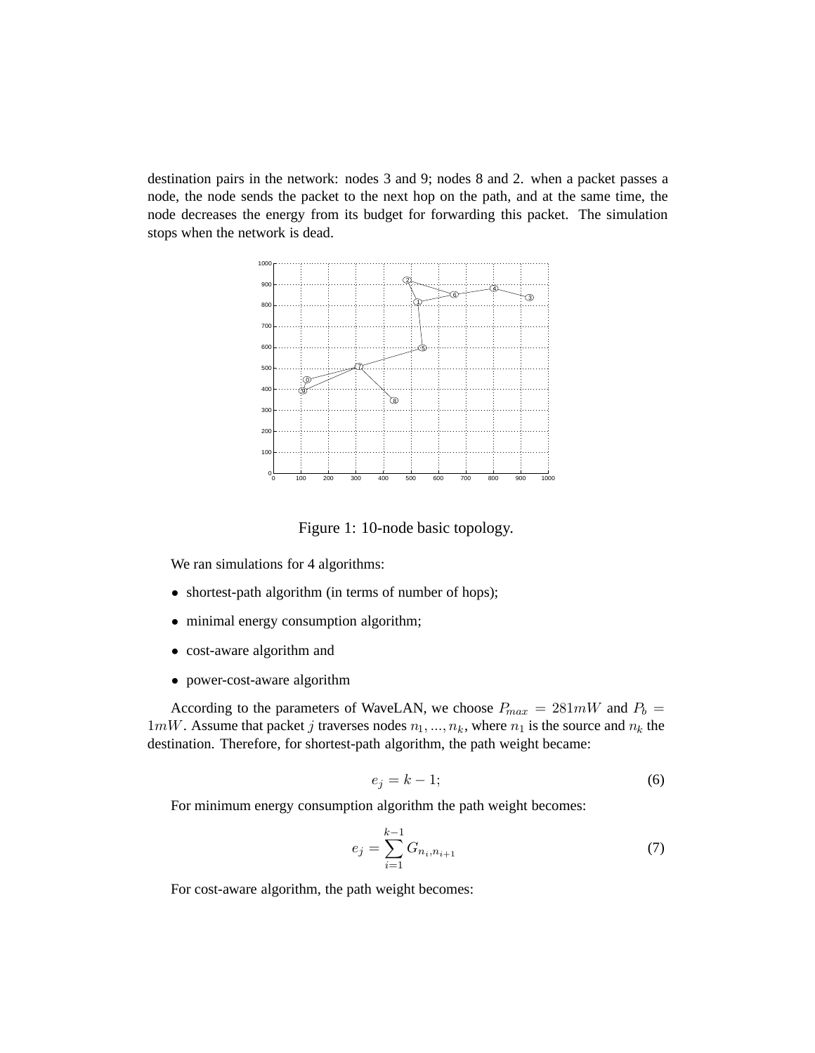destination pairs in the network: nodes 3 and 9; nodes 8 and 2. when a packet passes a node, the node sends the packet to the next hop on the path, and at the same time, the node decreases the energy from its budget for forwarding this packet. The simulation stops when the network is dead.

Figure 1: 10-node basic topology.

We ran simulations for 4 algorithms:

- shortest-path algorithm (in terms of number of hops);
- minimal energy consumption algorithm;
- cost-aware algorithm and
- power-cost-aware algorithm

According to the parameters of WaveLAN, we choose $P_{max} = 281mW$ and $P_b = 1mW$. Assume that packet $j$ traverses nodes $n_1, ..., n_k$, where $n_1$ is the source and $n_k$ the destination. Therefore, for shortest-path algorithm, the path weight became:

$$e_j = k - 1; \tag{6}$$

For minimum energy consumption algorithm the path weight becomes:

$$e_j = \sum_{i=1}^{k-1} G_{n_i, n_{i+1}} \tag{7}$$

For cost-aware algorithm, the path weight becomes: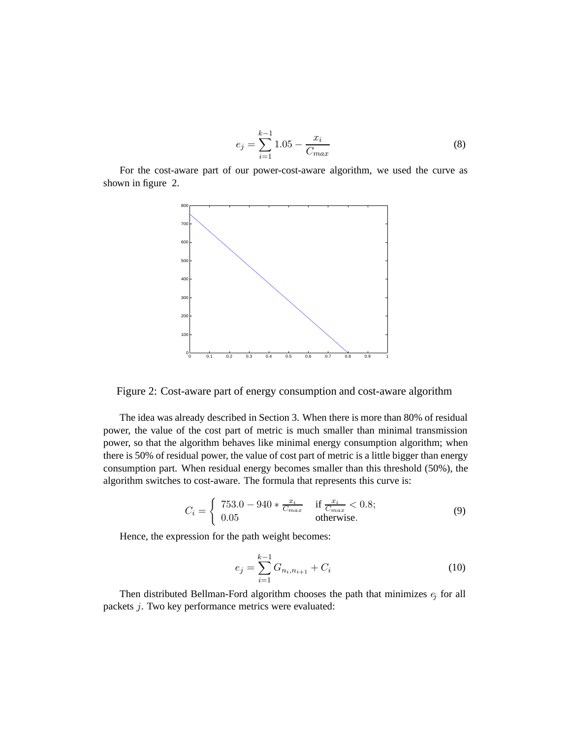$$e_j = \sum_{i=1}^{k-1} 1.05 - \frac{x_i}{C_{max}} \tag{8}$$

For the cost-aware part of our power-cost-aware algorithm, we used the curve as shown in figure 2.

Figure 2: Cost-aware part of energy consumption and cost-aware algorithm

The idea was already described in Section 3. When there is more than 80% of residual power, the value of the cost part of metric is much smaller than minimal transmission power, so that the algorithm behaves like minimal energy consumption algorithm; when there is 50% of residual power, the value of cost part of metric is a little bigger than energy consumption part. When residual energy becomes smaller than this threshold (50%), the algorithm switches to cost-aware. The formula that represents this curve is:

$$C_i = \begin{cases} 753.0 - 940 * \frac{x_i}{C_{max}} & \text{if } \frac{x_i}{C_{max}} < 0.8; \\ 0.05 & \text{otherwise}. \end{cases} \tag{9}$$

Hence, the expression for the path weight becomes:

$$e_j = \sum_{i=1}^{k-1} G_{n_i, n_{i+1}} + C_i \tag{10}$$

Then distributed Bellman-Ford algorithm chooses the path that minimizes $e_j$ for all packets $j$. Two key performance metrics were evaluated: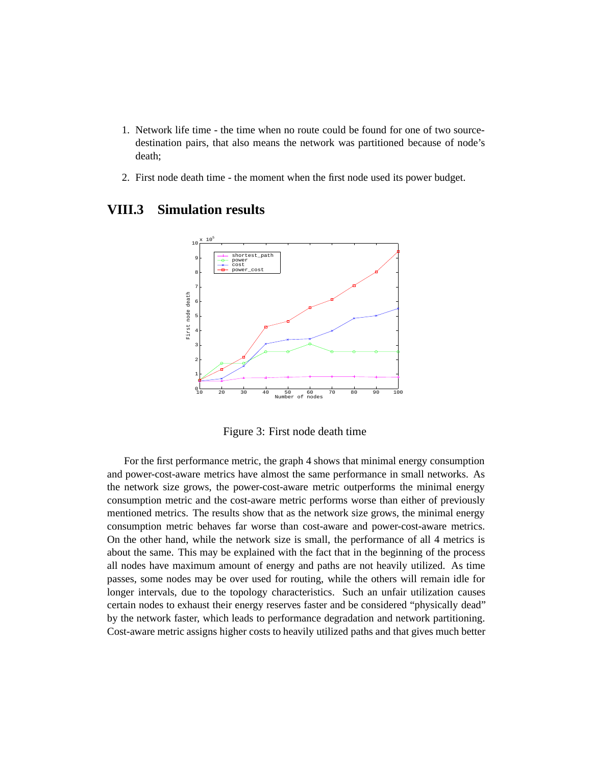1. Network life time - the time when no route could be found for one of two source-destination pairs, that also means the network was partitioned because of node's death;

2. First node death time - the moment when the first node used its power budget.

## VIII.3 Simulation results

Figure 3: First node death time

For the first performance metric, the graph 4 shows that minimal energy consumption and power-cost-aware metrics have almost the same performance in small networks. As the network size grows, the power-cost-aware metric outperforms the minimal energy consumption metric and the cost-aware metric performs worse than either of previously mentioned metrics. The results show that as the network size grows, the minimal energy consumption metric behaves far worse than cost-aware and power-cost-aware metrics. On the other hand, while the network size is small, the performance of all 4 metrics is about the same. This may be explained with the fact that in the beginning of the process all nodes have maximum amount of energy and paths are not heavily utilized. As time passes, some nodes may be over used for routing, while the others will remain idle for longer intervals, due to the topology characteristics. Such an unfair utilization causes certain nodes to exhaust their energy reserves faster and be considered "physically dead" by the network faster, which leads to performance degradation and network partitioning. Cost-aware metric assigns higher costs to heavily utilized paths and that gives much better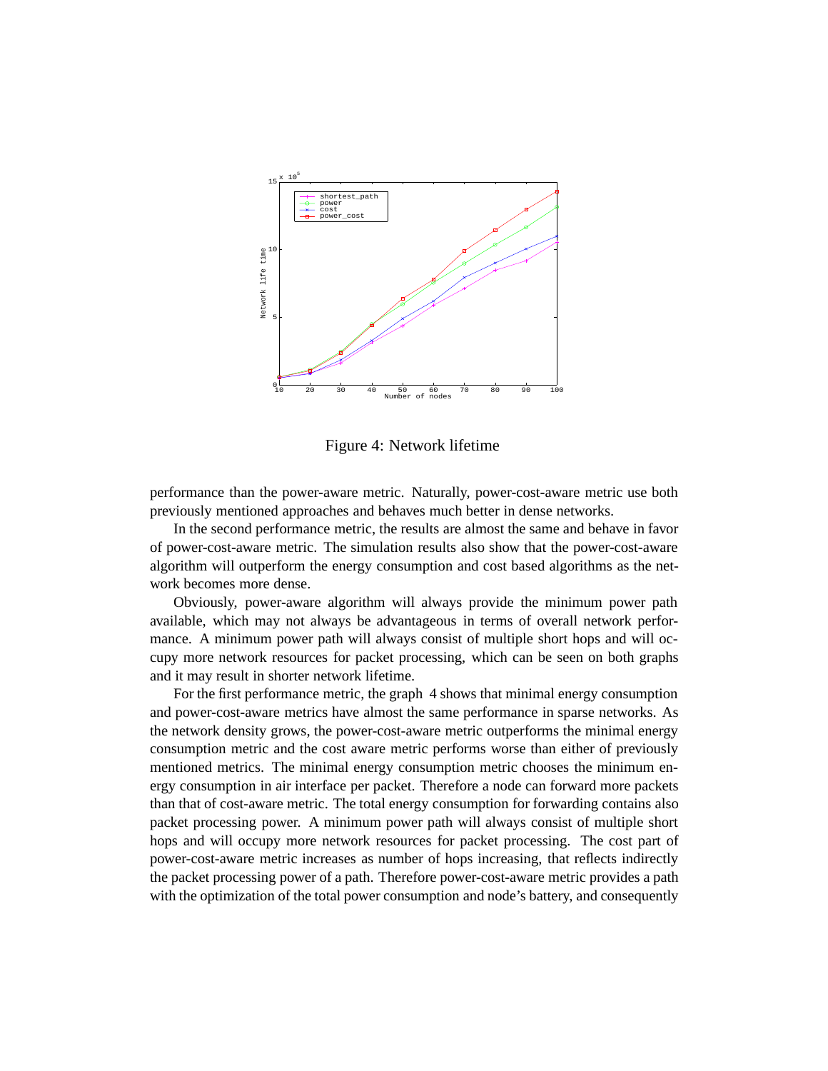Figure 4: Network lifetime

performance than the power-aware metric. Naturally, power-cost-aware metric use both previously mentioned approaches and behaves much better in dense networks.

In the second performance metric, the results are almost the same and behave in favor of power-cost-aware metric. The simulation results also show that the power-cost-aware algorithm will outperform the energy consumption and cost based algorithms as the network becomes more dense.

Obviously, power-aware algorithm will always provide the minimum power path available, which may not always be advantageous in terms of overall network performance. A minimum power path will always consist of multiple short hops and will occupy more network resources for packet processing, which can be seen on both graphs and it may result in shorter network lifetime.

For the first performance metric, the graph 4 shows that minimal energy consumption and power-cost-aware metrics have almost the same performance in sparse networks. As the network density grows, the power-cost-aware metric outperforms the minimal energy consumption metric and the cost aware metric performs worse than either of previously mentioned metrics. The minimal energy consumption metric chooses the minimum energy consumption in air interface per packet. Therefore a node can forward more packets than that of cost-aware metric. The total energy consumption for forwarding contains also packet processing power. A minimum power path will always consist of multiple short hops and will occupy more network resources for packet processing. The cost part of power-cost-aware metric increases as number of hops increasing, that reflects indirectly the packet processing power of a path. Therefore power-cost-aware metric provides a path with the optimization of the total power consumption and node's battery, and consequently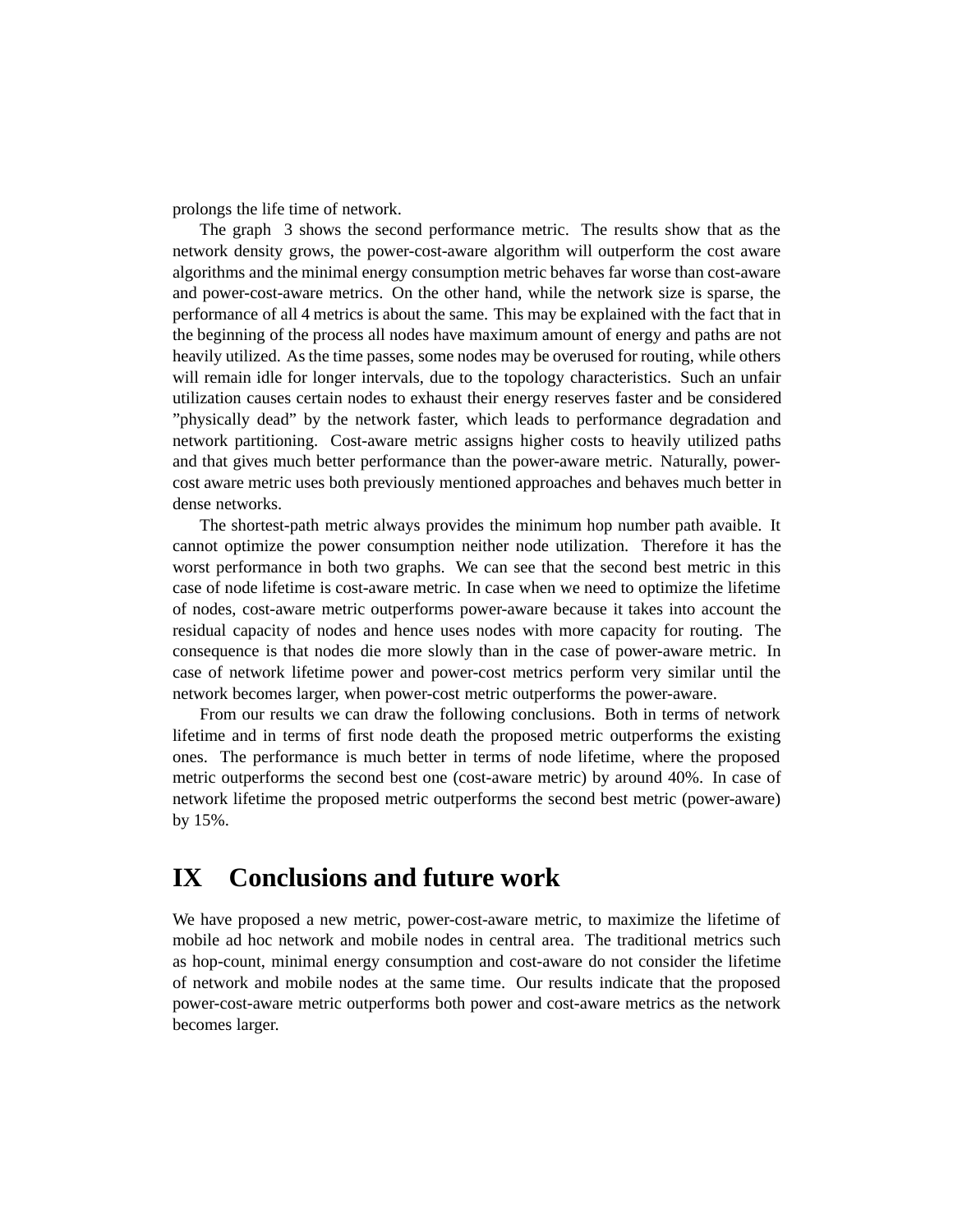prolongs the life time of network.

The graph 3 shows the second performance metric. The results show that as the network density grows, the power-cost-aware algorithm will outperform the cost aware algorithms and the minimal energy consumption metric behaves far worse than cost-aware and power-cost-aware metrics. On the other hand, while the network size is sparse, the performance of all 4 metrics is about the same. This may be explained with the fact that in the beginning of the process all nodes have maximum amount of energy and paths are not heavily utilized. As the time passes, some nodes may be overused for routing, while others will remain idle for longer intervals, due to the topology characteristics. Such an unfair utilization causes certain nodes to exhaust their energy reserves faster and be considered "physically dead" by the network faster, which leads to performance degradation and network partitioning. Cost-aware metric assigns higher costs to heavily utilized paths and that gives much better performance than the power-aware metric. Naturally, power-cost aware metric uses both previously mentioned approaches and behaves much better in dense networks.

The shortest-path metric always provides the minimum hop number path avaible. It cannot optimize the power consumption neither node utilization. Therefore it has the worst performance in both two graphs. We can see that the second best metric in this case of node lifetime is cost-aware metric. In case when we need to optimize the lifetime of nodes, cost-aware metric outperforms power-aware because it takes into account the residual capacity of nodes and hence uses nodes with more capacity for routing. The consequence is that nodes die more slowly than in the case of power-aware metric. In case of network lifetime power and power-cost metrics perform very similar until the network becomes larger, when power-cost metric outperforms the power-aware.

From our results we can draw the following conclusions. Both in terms of network lifetime and in terms of first node death the proposed metric outperforms the existing ones. The performance is much better in terms of node lifetime, where the proposed metric outperforms the second best one (cost-aware metric) by around 40%. In case of network lifetime the proposed metric outperforms the second best metric (power-aware) by 15%.

# IX Conclusions and future work

We have proposed a new metric, power-cost-aware metric, to maximize the lifetime of mobile ad hoc network and mobile nodes in central area. The traditional metrics such as hop-count, minimal energy consumption and cost-aware do not consider the lifetime of network and mobile nodes at the same time. Our results indicate that the proposed power-cost-aware metric outperforms both power and cost-aware metrics as the network becomes larger.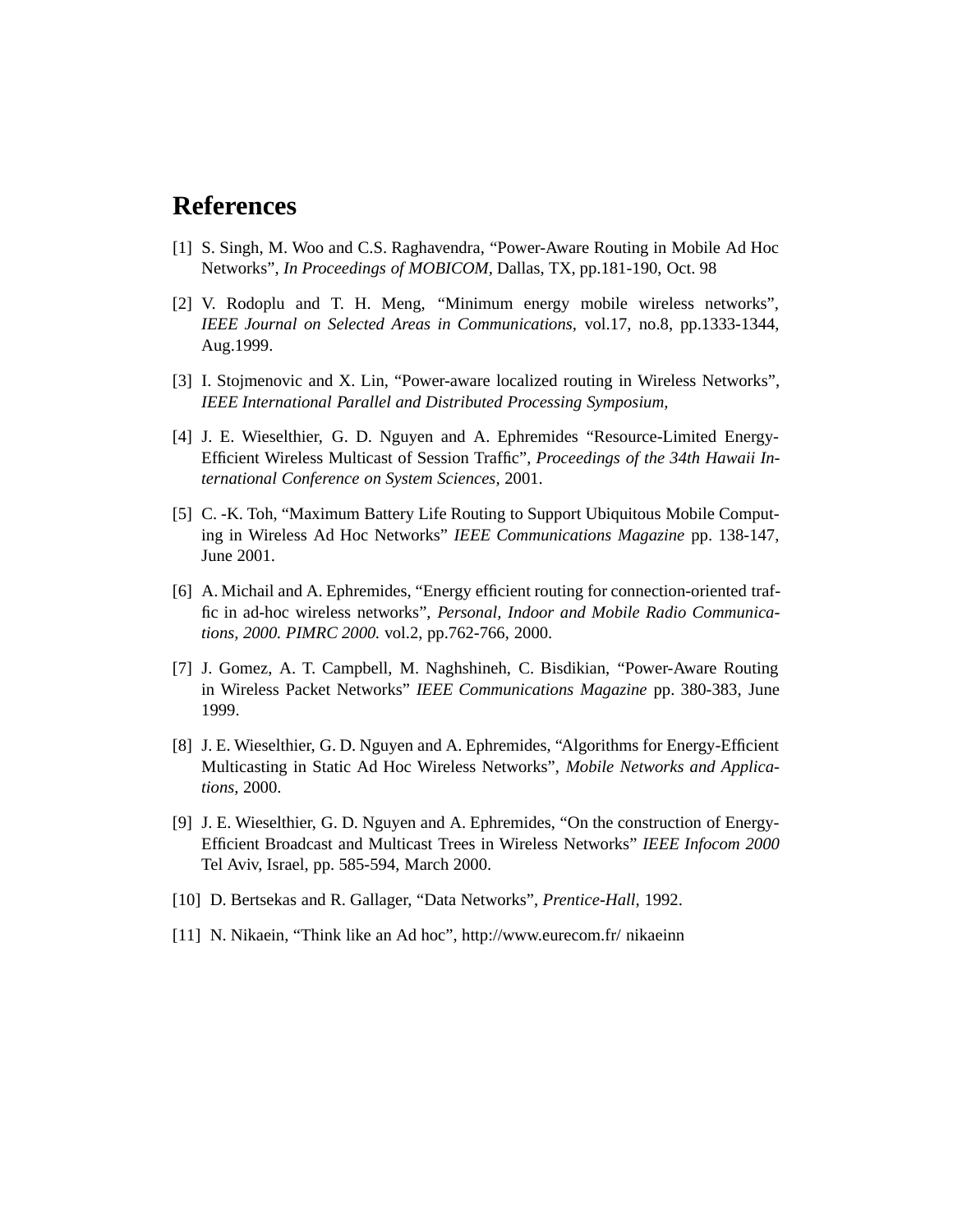# References

[1] S. Singh, M. Woo and C.S. Raghavendra, "Power-Aware Routing in Mobile Ad Hoc Networks", *In Proceedings of MOBICOM*, Dallas, TX, pp.181-190, Oct. 98

[2] V. Rodoplu and T. H. Meng, "Minimum energy mobile wireless networks", *IEEE Journal on Selected Areas in Communications*, vol.17, no.8, pp.1333-1344, Aug.1999.

[3] I. Stojmenovic and X. Lin, "Power-aware localized routing in Wireless Networks", *IEEE International Parallel and Distributed Processing Symposium,*

[4] J. E. Wieselthier, G. D. Nguyen and A. Ephremides "Resource-Limited Energy-Efficient Wireless Multicast of Session Traffic", *Proceedings of the 34th Hawaii International Conference on System Sciences,* 2001.

[5] C. -K. Toh, "Maximum Battery Life Routing to Support Ubiquitous Mobile Computing in Wireless Ad Hoc Networks" *IEEE Communications Magazine* pp. 138-147, June 2001.

[6] A. Michail and A. Ephremides, "Energy efficient routing for connection-oriented traffic in ad-hoc wireless networks", *Personal, Indoor and Mobile Radio Communications, 2000. PIMRC 2000.* vol.2, pp.762-766, 2000.

[7] J. Gomez, A. T. Campbell, M. Naghshineh, C. Bisdikian, "Power-Aware Routing in Wireless Packet Networks" *IEEE Communications Magazine* pp. 380-383, June 1999.

[8] J. E. Wieselthier, G. D. Nguyen and A. Ephremides, "Algorithms for Energy-Efficient Multicasting in Static Ad Hoc Wireless Networks", *Mobile Networks and Applications,* 2000.

[9] J. E. Wieselthier, G. D. Nguyen and A. Ephremides, "On the construction of Energy-Efficient Broadcast and Multicast Trees in Wireless Networks" *IEEE Infocom 2000* Tel Aviv, Israel, pp. 585-594, March 2000.

[10] D. Bertsekas and R. Gallager, "Data Networks", *Prentice-Hall,* 1992.

[11] N. Nikaein, "Think like an Ad hoc", http://www.eurecom.fr/ nikaeinn